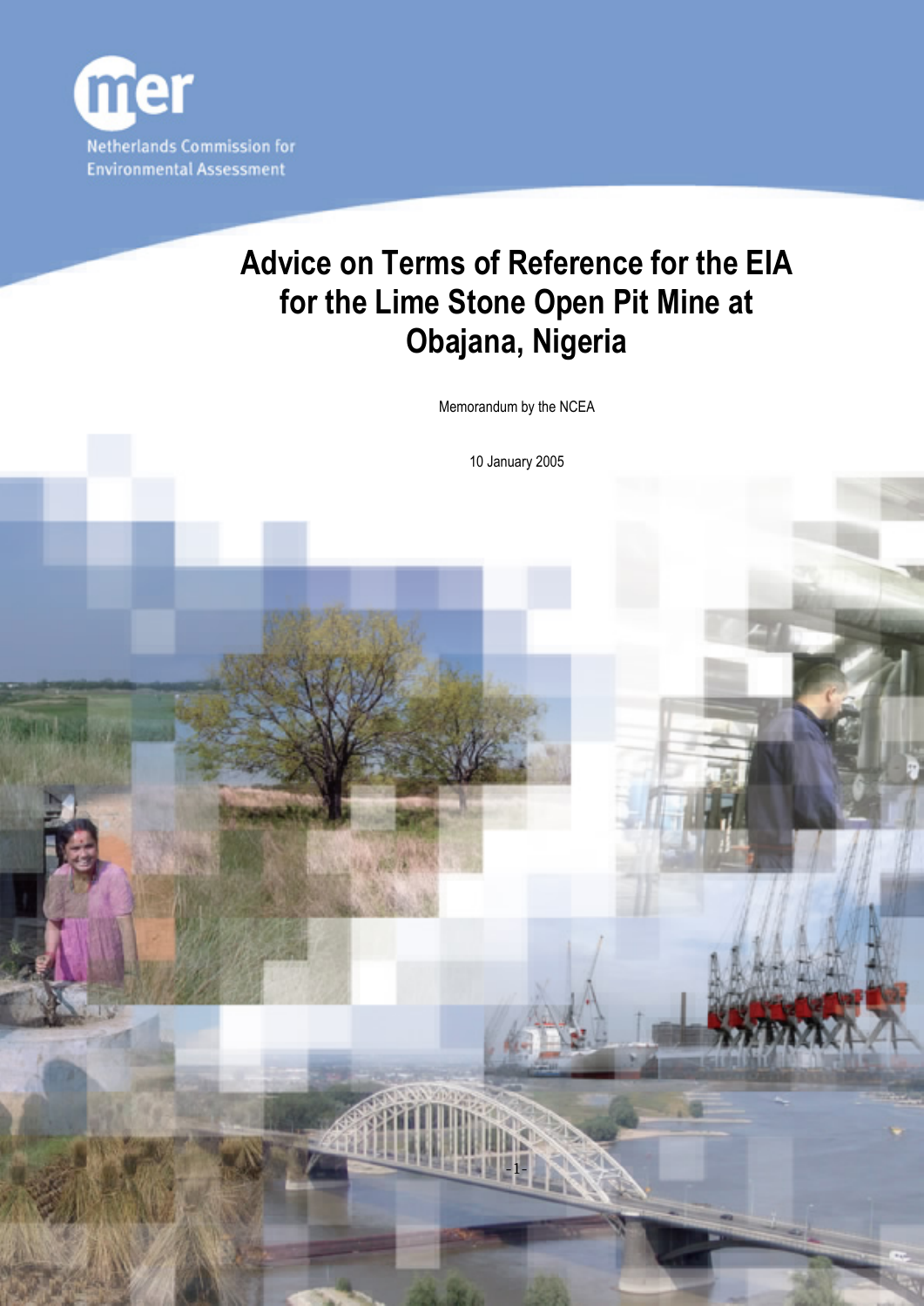Netherlands Commission for Environmental Assessment

# Advice on Terms of Reference for the EIA for the Lime Stone Open Pit Mine at Obajana, Nigeria

Memorandum by the NCEA

10 January 2005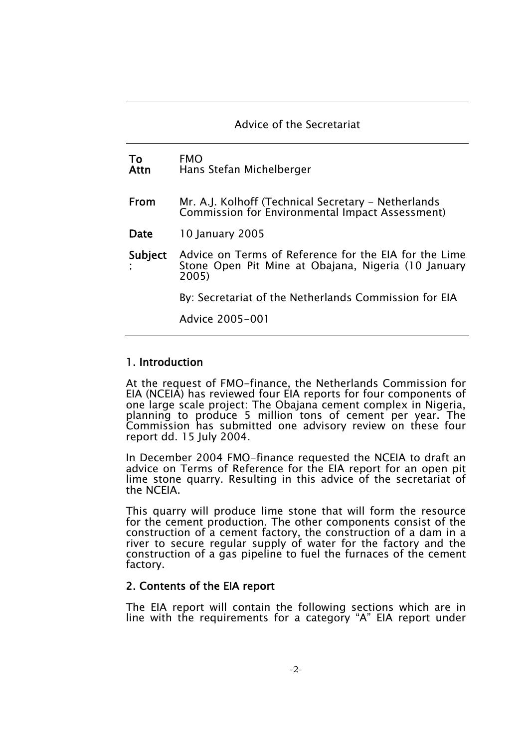Advice of the Secretariat

| | |
|---|---|
| **To** | FMO |
| **Attn** | Hans Stefan Michelberger |
| **From** | Mr. A.J. Kolhoff (Technical Secretary - Netherlands Commission for Environmental Impact Assessment) |
| **Date** | 10 January 2005 |
| **Subject:** | Advice on Terms of Reference for the EIA for the Lime Stone Open Pit Mine at Obajana, Nigeria (10 January 2005) |
| | By: Secretariat of the Netherlands Commission for EIA |
| | Advice 2005-001 |

## 1. Introduction

At the request of FMO-finance, the Netherlands Commission for EIA (NCEIA) has reviewed four EIA reports for four components of one large scale project: The Obajana cement complex in Nigeria, planning to produce 5 million tons of cement per year. The Commission has submitted one advisory review on these four report dd. 15 July 2004.

In December 2004 FMO-finance requested the NCEIA to draft an advice on Terms of Reference for the EIA report for an open pit lime stone quarry. Resulting in this advice of the secretariat of the NCEIA.

This quarry will produce lime stone that will form the resource for the cement production. The other components consist of the construction of a cement factory, the construction of a dam in a river to secure regular supply of water for the factory and the construction of a gas pipeline to fuel the furnaces of the cement factory.

## 2. Contents of the EIA report

The EIA report will contain the following sections which are in line with the requirements for a category "A" EIA report under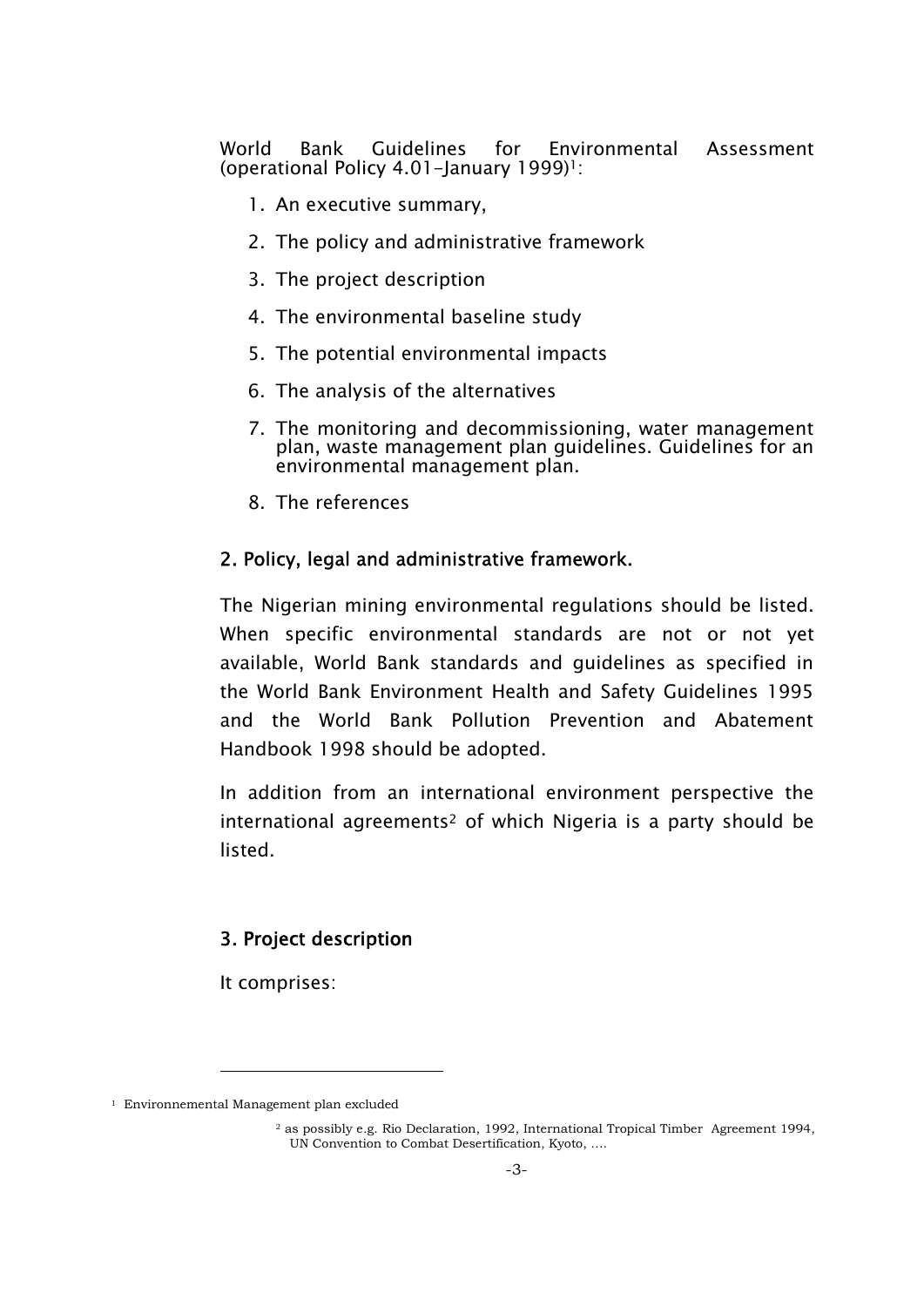World Bank Guidelines for Environmental Assessment (operational Policy 4.01–January 1999)[1]:

1. An executive summary,
2. The policy and administrative framework
3. The project description
4. The environmental baseline study
5. The potential environmental impacts
6. The analysis of the alternatives
7. The monitoring and decommissioning, water management plan, waste management plan guidelines. Guidelines for an environmental management plan.
8. The references

## 2. Policy, legal and administrative framework.

The Nigerian mining environmental regulations should be listed. When specific environmental standards are not or not yet available, World Bank standards and guidelines as specified in the World Bank Environment Health and Safety Guidelines 1995 and the World Bank Pollution Prevention and Abatement Handbook 1998 should be adopted.

In addition from an international environment perspective the international agreements[2] of which Nigeria is a party should be listed.

## 3. Project description

It comprises:

---

[1] Environnemental Management plan excluded

[2] as possibly e.g. Rio Declaration, 1992, International Tropical Timber Agreement 1994, UN Convention to Combat Desertification, Kyoto, ….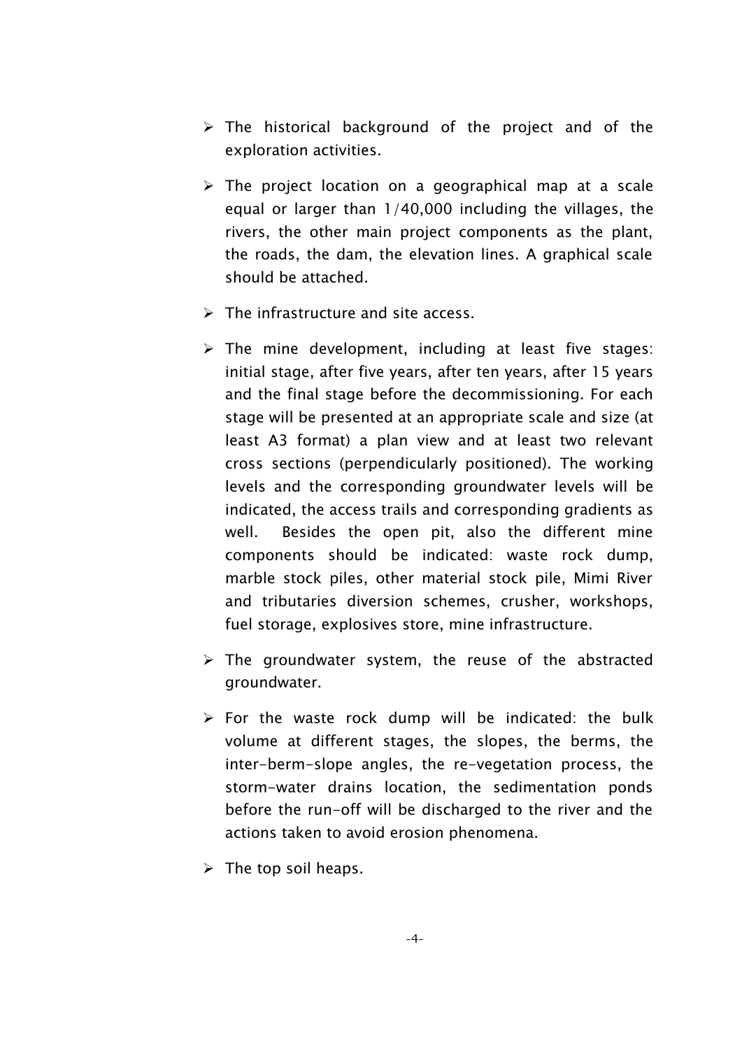- The historical background of the project and of the exploration activities.
- The project location on a geographical map at a scale equal or larger than 1/40,000 including the villages, the rivers, the other main project components as the plant, the roads, the dam, the elevation lines. A graphical scale should be attached.
- The infrastructure and site access.
- The mine development, including at least five stages: initial stage, after five years, after ten years, after 15 years and the final stage before the decommissioning. For each stage will be presented at an appropriate scale and size (at least A3 format) a plan view and at least two relevant cross sections (perpendicularly positioned). The working levels and the corresponding groundwater levels will be indicated, the access trails and corresponding gradients as well. Besides the open pit, also the different mine components should be indicated: waste rock dump, marble stock piles, other material stock pile, Mimi River and tributaries diversion schemes, crusher, workshops, fuel storage, explosives store, mine infrastructure.
- The groundwater system, the reuse of the abstracted groundwater.
- For the waste rock dump will be indicated: the bulk volume at different stages, the slopes, the berms, the inter-berm-slope angles, the re-vegetation process, the storm-water drains location, the sedimentation ponds before the run-off will be discharged to the river and the actions taken to avoid erosion phenomena.
- The top soil heaps.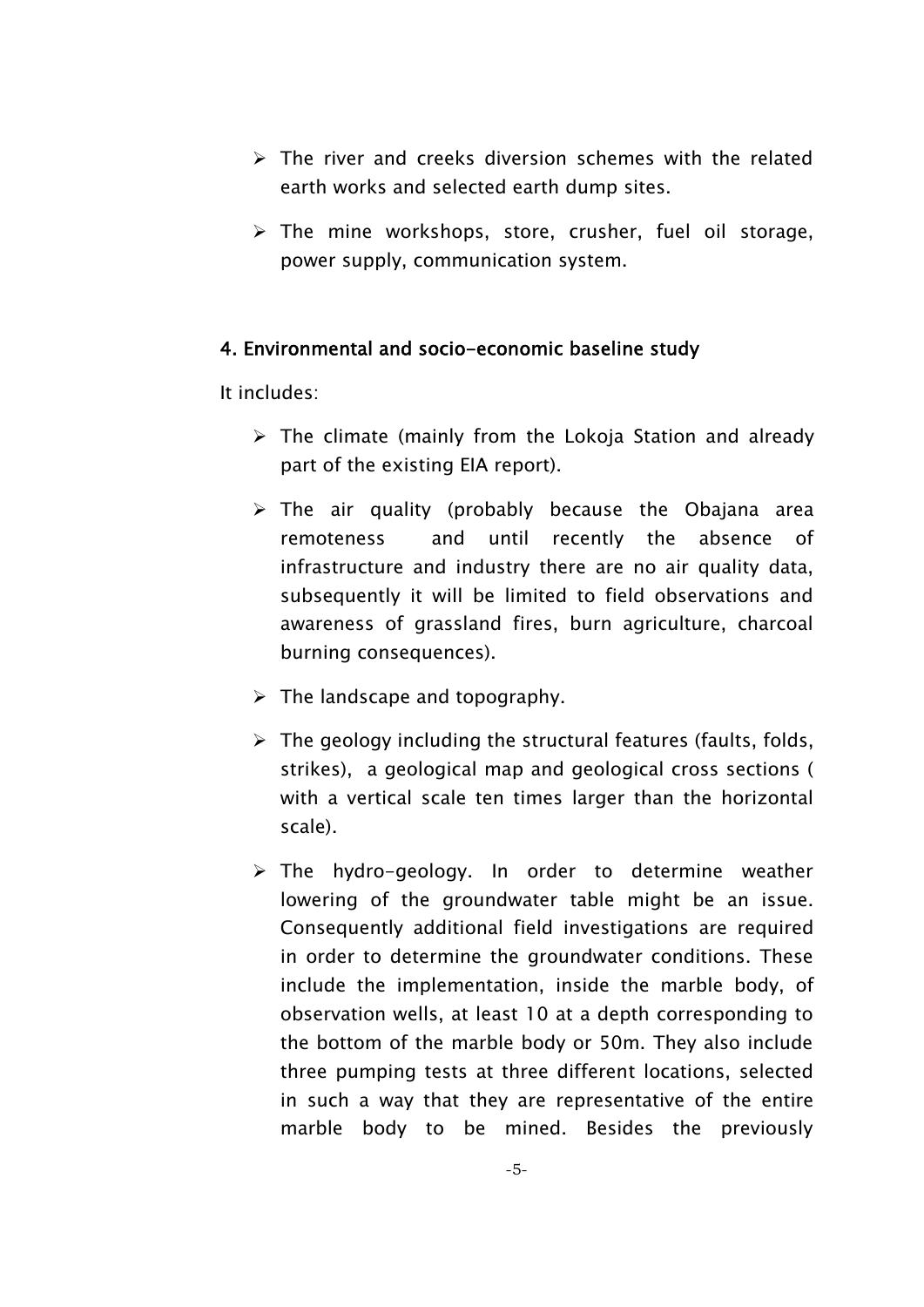- The river and creeks diversion schemes with the related earth works and selected earth dump sites.
- The mine workshops, store, crusher, fuel oil storage, power supply, communication system.

**4. Environmental and socio-economic baseline study**

It includes:

- The climate (mainly from the Lokoja Station and already part of the existing EIA report).
- The air quality (probably because the Obajana area remoteness and until recently the absence of infrastructure and industry there are no air quality data, subsequently it will be limited to field observations and awareness of grassland fires, burn agriculture, charcoal burning consequences).
- The landscape and topography.
- The geology including the structural features (faults, folds, strikes), a geological map and geological cross sections ( with a vertical scale ten times larger than the horizontal scale).
- The hydro-geology. In order to determine weather lowering of the groundwater table might be an issue. Consequently additional field investigations are required in order to determine the groundwater conditions. These include the implementation, inside the marble body, of observation wells, at least 10 at a depth corresponding to the bottom of the marble body or 50m. They also include three pumping tests at three different locations, selected in such a way that they are representative of the entire marble body to be mined. Besides the previously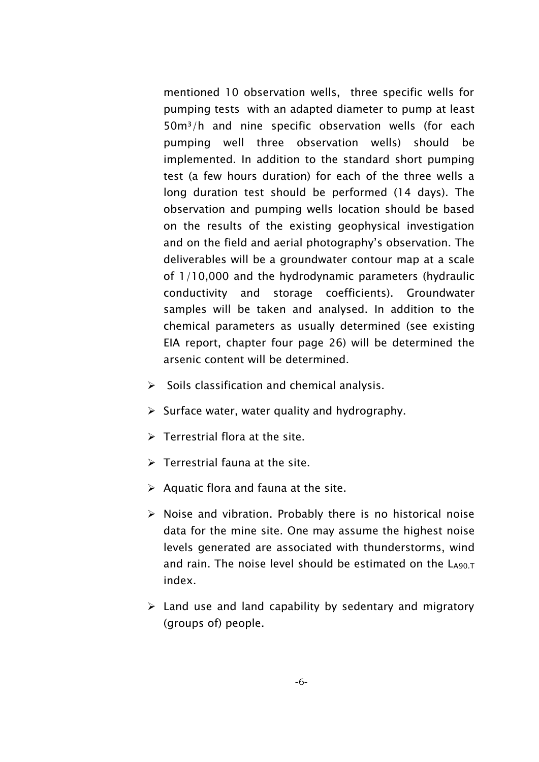mentioned 10 observation wells,  three specific wells for pumping tests  with an adapted diameter to pump at least $50m^3/h$ and nine specific observation wells (for each pumping well three observation wells) should be implemented. In addition to the standard short pumping test (a few hours duration) for each of the three wells a long duration test should be performed (14 days). The observation and pumping wells location should be based on the results of the existing geophysical investigation and on the field and aerial photography's observation. The deliverables will be a groundwater contour map at a scale of 1/10,000 and the hydrodynamic parameters (hydraulic conductivity and storage coefficients). Groundwater samples will be taken and analysed. In addition to the chemical parameters as usually determined (see existing EIA report, chapter four page 26) will be determined the arsenic content will be determined.

- Soils classification and chemical analysis.
- Surface water, water quality and hydrography.
- Terrestrial flora at the site.
- Terrestrial fauna at the site.
- Aquatic flora and fauna at the site.
- Noise and vibration. Probably there is no historical noise data for the mine site. One may assume the highest noise levels generated are associated with thunderstorms, wind and rain. The noise level should be estimated on the $L_{A90.T}$ index.
- Land use and land capability by sedentary and migratory (groups of) people.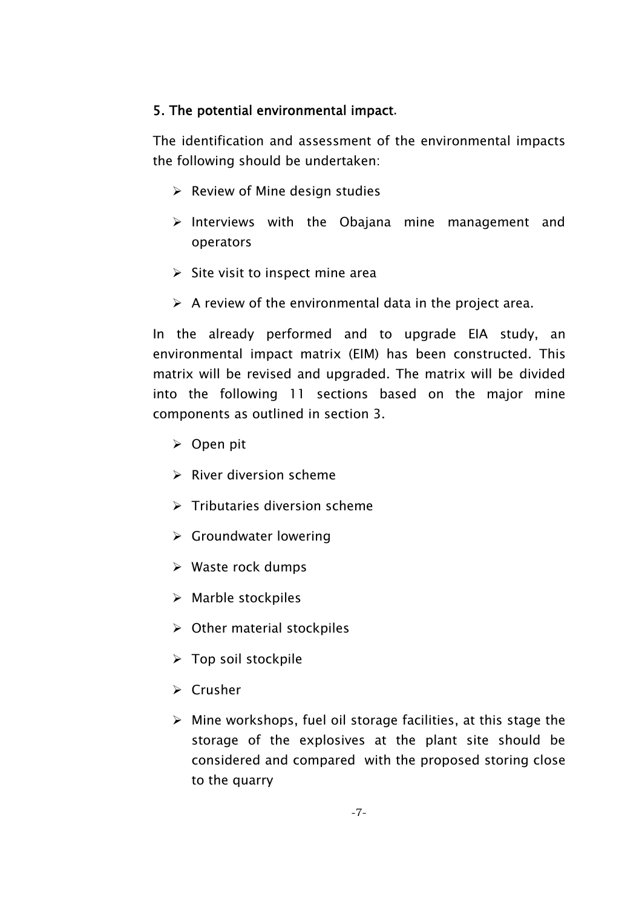## 5. The potential environmental impact.

The identification and assessment of the environmental impacts the following should be undertaken:

- Review of Mine design studies
- Interviews with the Obajana mine management and operators
- Site visit to inspect mine area
- A review of the environmental data in the project area.

In the already performed and to upgrade EIA study, an environmental impact matrix (EIM) has been constructed. This matrix will be revised and upgraded. The matrix will be divided into the following 11 sections based on the major mine components as outlined in section 3.

- Open pit
- River diversion scheme
- Tributaries diversion scheme
- Groundwater lowering
- Waste rock dumps
- Marble stockpiles
- Other material stockpiles
- Top soil stockpile
- Crusher
- Mine workshops, fuel oil storage facilities, at this stage the storage of the explosives at the plant site should be considered and compared with the proposed storing close to the quarry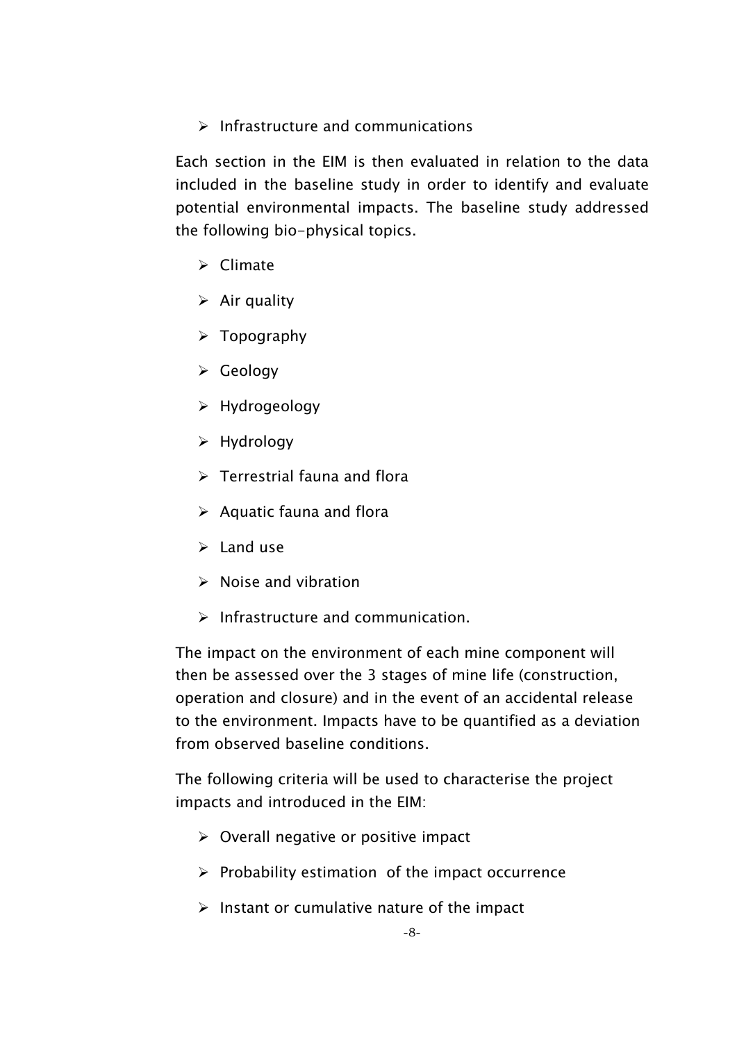- Infrastructure and communications

Each section in the EIM is then evaluated in relation to the data included in the baseline study in order to identify and evaluate potential environmental impacts. The baseline study addressed the following bio-physical topics.

- Climate
- Air quality
- Topography
- Geology
- Hydrogeology
- Hydrology
- Terrestrial fauna and flora
- Aquatic fauna and flora
- Land use
- Noise and vibration
- Infrastructure and communication.

The impact on the environment of each mine component will then be assessed over the 3 stages of mine life (construction, operation and closure) and in the event of an accidental release to the environment. Impacts have to be quantified as a deviation from observed baseline conditions.

The following criteria will be used to characterise the project impacts and introduced in the EIM:

- Overall negative or positive impact
- Probability estimation of the impact occurrence
- Instant or cumulative nature of the impact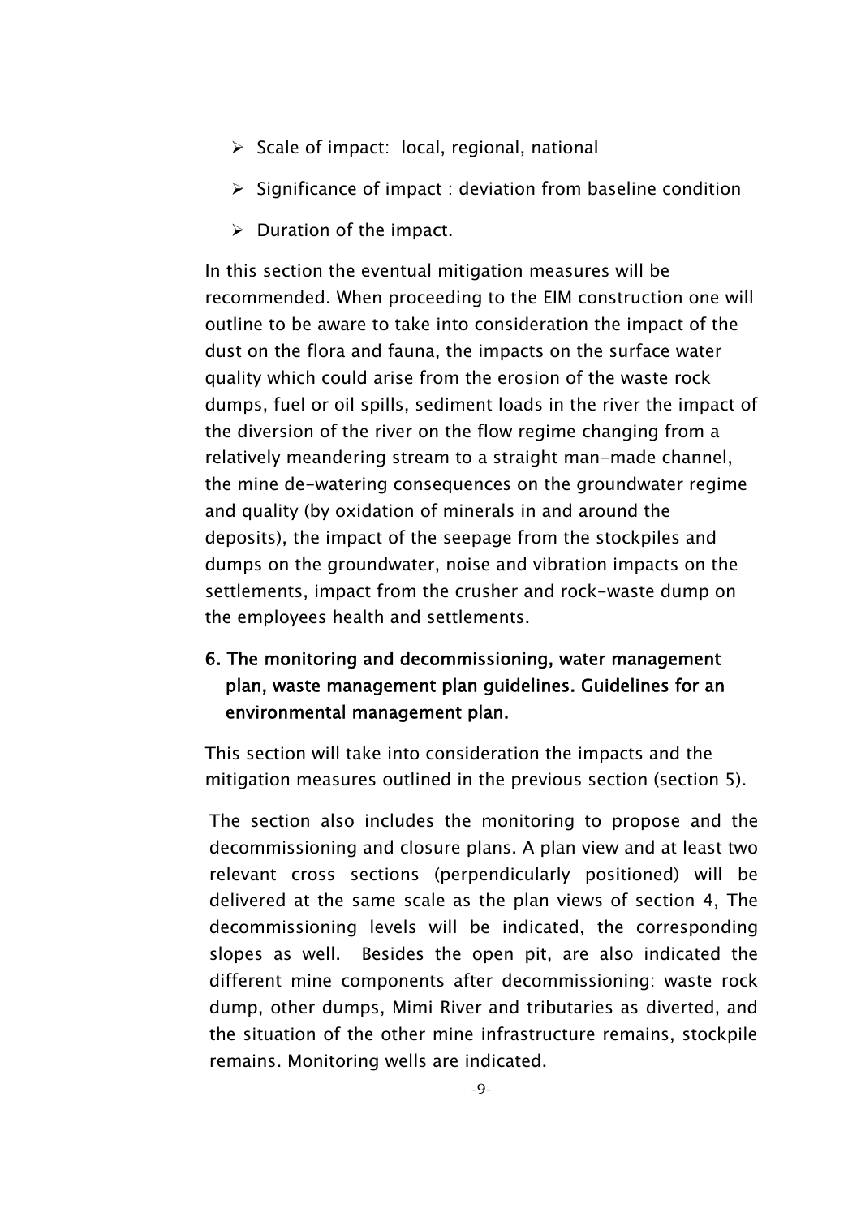- Scale of impact: local, regional, national
- Significance of impact : deviation from baseline condition
- Duration of the impact.

In this section the eventual mitigation measures will be recommended. When proceeding to the EIM construction one will outline to be aware to take into consideration the impact of the dust on the flora and fauna, the impacts on the surface water quality which could arise from the erosion of the waste rock dumps, fuel or oil spills, sediment loads in the river the impact of the diversion of the river on the flow regime changing from a relatively meandering stream to a straight man-made channel, the mine de-watering consequences on the groundwater regime and quality (by oxidation of minerals in and around the deposits), the impact of the seepage from the stockpiles and dumps on the groundwater, noise and vibration impacts on the settlements, impact from the crusher and rock-waste dump on the employees health and settlements.

## 6. The monitoring and decommissioning, water management plan, waste management plan guidelines. Guidelines for an environmental management plan.

This section will take into consideration the impacts and the mitigation measures outlined in the previous section (section 5).

The section also includes the monitoring to propose and the decommissioning and closure plans. A plan view and at least two relevant cross sections (perpendicularly positioned) will be delivered at the same scale as the plan views of section 4, The decommissioning levels will be indicated, the corresponding slopes as well. Besides the open pit, are also indicated the different mine components after decommissioning: waste rock dump, other dumps, Mimi River and tributaries as diverted, and the situation of the other mine infrastructure remains, stockpile remains. Monitoring wells are indicated.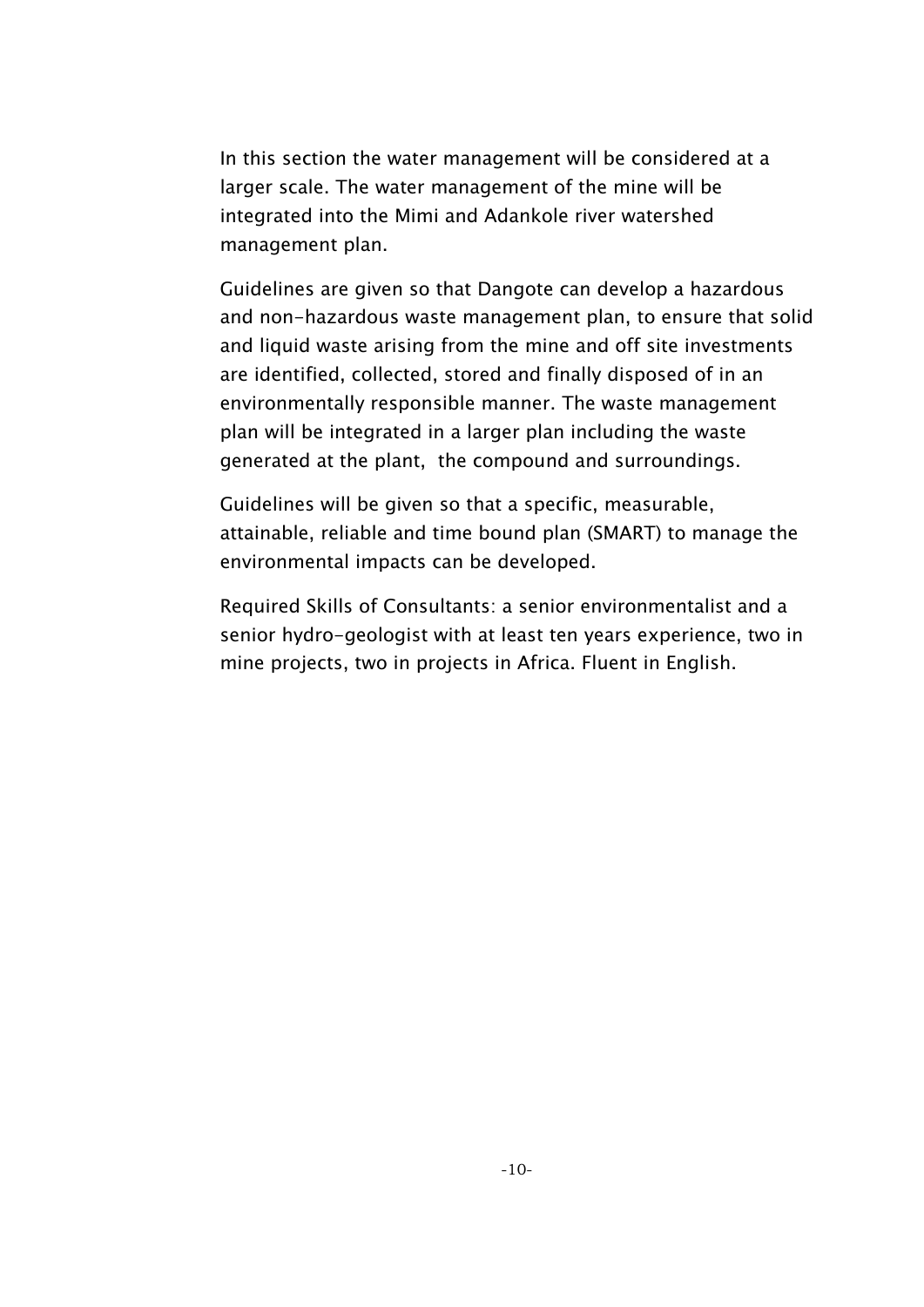In this section the water management will be considered at a larger scale. The water management of the mine will be integrated into the Mimi and Adankole river watershed management plan.

Guidelines are given so that Dangote can develop a hazardous and non-hazardous waste management plan, to ensure that solid and liquid waste arising from the mine and off site investments are identified, collected, stored and finally disposed of in an environmentally responsible manner. The waste management plan will be integrated in a larger plan including the waste generated at the plant,  the compound and surroundings.

Guidelines will be given so that a specific, measurable, attainable, reliable and time bound plan (SMART) to manage the environmental impacts can be developed.

Required Skills of Consultants: a senior environmentalist and a senior hydro-geologist with at least ten years experience, two in mine projects, two in projects in Africa. Fluent in English.